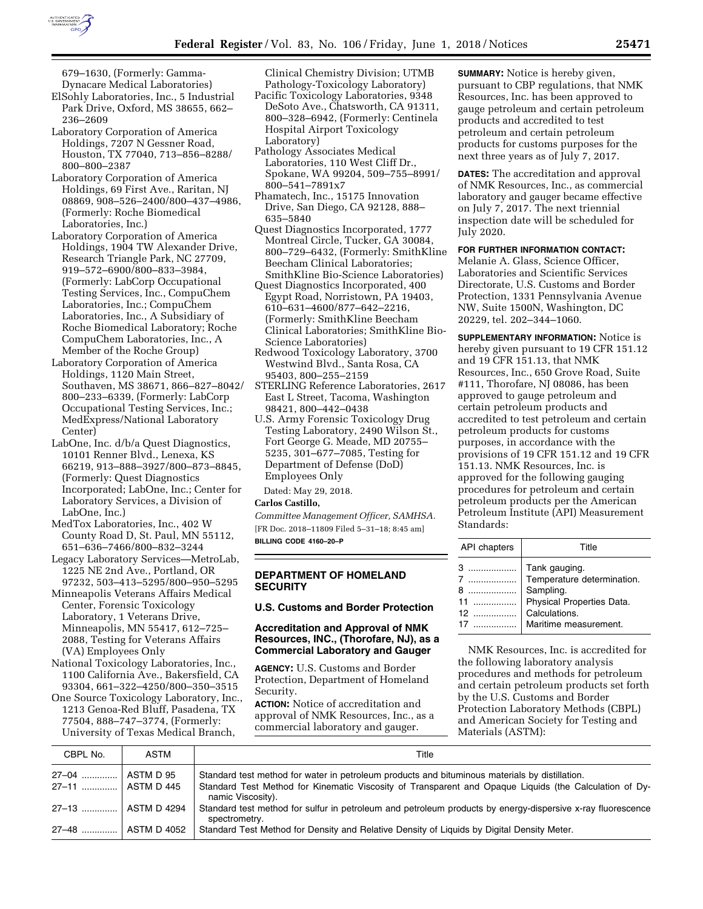679–1630, (Formerly: Gamma-Dynacare Medical Laboratories)

ElSohly Laboratories, Inc., 5 Industrial Park Drive, Oxford, MS 38655, 662–236–2609

Laboratory Corporation of America Holdings, 7207 N Gessner Road, Houston, TX 77040, 713–856–8288/800–800–2387

Laboratory Corporation of America Holdings, 69 First Ave., Raritan, NJ 08869, 908–526–2400/800–437–4986, (Formerly: Roche Biomedical Laboratories, Inc.)

Laboratory Corporation of America Holdings, 1904 TW Alexander Drive, Research Triangle Park, NC 27709, 919–572–6900/800–833–3984, (Formerly: LabCorp Occupational Testing Services, Inc., CompuChem Laboratories, Inc.; CompuChem Laboratories, Inc., A Subsidiary of Roche Biomedical Laboratory; Roche CompuChem Laboratories, Inc., A Member of the Roche Group)

Laboratory Corporation of America Holdings, 1120 Main Street, Southaven, MS 38671, 866–827–8042/800–233–6339, (Formerly: LabCorp Occupational Testing Services, Inc.; MedExpress/National Laboratory Center)

LabOne, Inc. d/b/a Quest Diagnostics, 10101 Renner Blvd., Lenexa, KS 66219, 913–888–3927/800–873–8845, (Formerly: Quest Diagnostics Incorporated; LabOne, Inc.; Center for Laboratory Services, a Division of LabOne, Inc.)

MedTox Laboratories, Inc., 402 W County Road D, St. Paul, MN 55112, 651–636–7466/800–832–3244

Legacy Laboratory Services—MetroLab, 1225 NE 2nd Ave., Portland, OR 97232, 503–413–5295/800–950–5295

Minneapolis Veterans Affairs Medical Center, Forensic Toxicology Laboratory, 1 Veterans Drive, Minneapolis, MN 55417, 612–725–2088, Testing for Veterans Affairs (VA) Employees Only

National Toxicology Laboratories, Inc., 1100 California Ave., Bakersfield, CA 93304, 661–322–4250/800–350–3515

One Source Toxicology Laboratory, Inc., 1213 Genoa-Red Bluff, Pasadena, TX 77504, 888–747–3774, (Formerly: University of Texas Medical Branch, Clinical Chemistry Division; UTMB Pathology-Toxicology Laboratory)

Pacific Toxicology Laboratories, 9348 DeSoto Ave., Chatsworth, CA 91311, 800–328–6942, (Formerly: Centinela Hospital Airport Toxicology Laboratory)

Pathology Associates Medical Laboratories, 110 West Cliff Dr., Spokane, WA 99204, 509–755–8991/800–541–7891x7

Phamatech, Inc., 15175 Innovation Drive, San Diego, CA 92128, 888–635–5840

Quest Diagnostics Incorporated, 1777 Montreal Circle, Tucker, GA 30084, 800–729–6432, (Formerly: SmithKline Beecham Clinical Laboratories; SmithKline Bio-Science Laboratories)

Quest Diagnostics Incorporated, 400 Egypt Road, Norristown, PA 19403, 610–631–4600/877–642–2216, (Formerly: SmithKline Beecham Clinical Laboratories; SmithKline Bio-Science Laboratories)

Redwood Toxicology Laboratory, 3700 Westwind Blvd., Santa Rosa, CA 95403, 800–255–2159

STERLING Reference Laboratories, 2617 East L Street, Tacoma, Washington 98421, 800–442–0438

U.S. Army Forensic Toxicology Drug Testing Laboratory, 2490 Wilson St., Fort George G. Meade, MD 20755–5235, 301–677–7085, Testing for Department of Defense (DoD) Employees Only

Dated: May 29, 2018.

**Carlos Castillo,**

*Committee Management Officer, SAMHSA.*

[FR Doc. 2018–11809 Filed 5–31–18; 8:45 am]

**BILLING CODE 4160–20–P**

## DEPARTMENT OF HOMELAND SECURITY

### U.S. Customs and Border Protection

### Accreditation and Approval of NMK Resources, INC., (Thorofare, NJ), as a Commercial Laboratory and Gauger

**AGENCY:** U.S. Customs and Border Protection, Department of Homeland Security.

**ACTION:** Notice of accreditation and approval of NMK Resources, Inc., as a commercial laboratory and gauger.

**SUMMARY:** Notice is hereby given, pursuant to CBP regulations, that NMK Resources, Inc. has been approved to gauge petroleum and certain petroleum products and accredited to test petroleum and certain petroleum products for customs purposes for the next three years as of July 7, 2017.

**DATES:** The accreditation and approval of NMK Resources, Inc., as commercial laboratory and gauger became effective on July 7, 2017. The next triennial inspection date will be scheduled for July 2020.

**FOR FURTHER INFORMATION CONTACT:** Melanie A. Glass, Science Officer, Laboratories and Scientific Services Directorate, U.S. Customs and Border Protection, 1331 Pennsylvania Avenue NW, Suite 1500N, Washington, DC 20229, tel. 202–344–1060.

**SUPPLEMENTARY INFORMATION:** Notice is hereby given pursuant to 19 CFR 151.12 and 19 CFR 151.13, that NMK Resources, Inc., 650 Grove Road, Suite #111, Thorofare, NJ 08086, has been approved to gauge petroleum and certain petroleum products and accredited to test petroleum and certain petroleum products for customs purposes, in accordance with the provisions of 19 CFR 151.12 and 19 CFR 151.13. NMK Resources, Inc. is approved for the following gauging procedures for petroleum and certain petroleum products per the American Petroleum Institute (API) Measurement Standards:

| API chapters | Title |
|---|---|
| 3 | Tank gauging. |
| 7 | Temperature determination. |
| 8 | Sampling. |
| 11 | Physical Properties Data. |
| 12 | Calculations. |
| 17 | Maritime measurement. |

NMK Resources, Inc. is accredited for the following laboratory analysis procedures and methods for petroleum and certain petroleum products set forth by the U.S. Customs and Border Protection Laboratory Methods (CBPL) and American Society for Testing and Materials (ASTM):

| CBPL No. | ASTM | Title |
|---|---|---|
| 27–04 | ASTM D 95 | Standard test method for water in petroleum products and bituminous materials by distillation. |
| 27–11 | ASTM D 445 | Standard Test Method for Kinematic Viscosity of Transparent and Opaque Liquids (the Calculation of Dynamic Viscosity). |
| 27–13 | ASTM D 4294 | Standard test method for sulfur in petroleum and petroleum products by energy-dispersive x-ray fluorescence spectrometry. |
| 27–48 | ASTM D 4052 | Standard Test Method for Density and Relative Density of Liquids by Digital Density Meter. |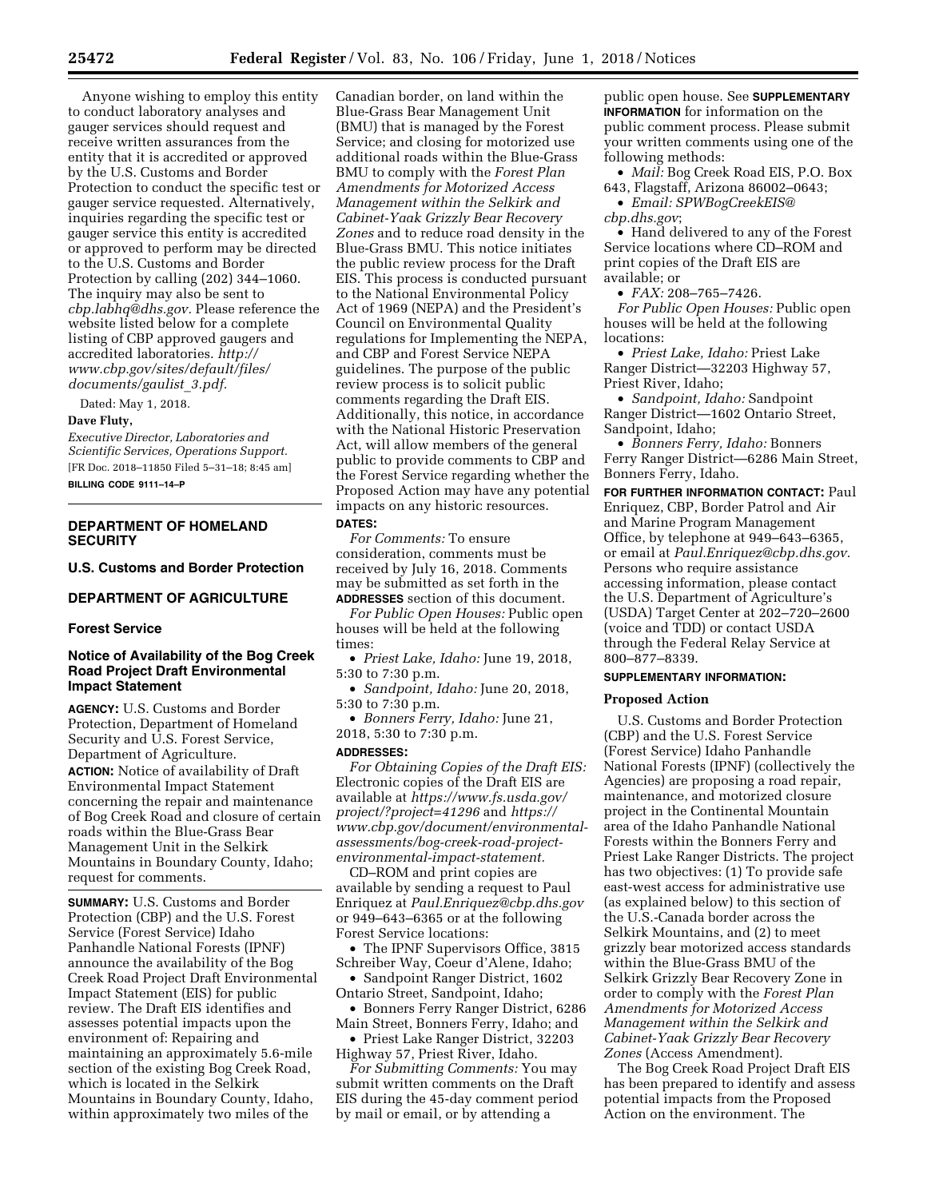Anyone wishing to employ this entity to conduct laboratory analyses and gauger services should request and receive written assurances from the entity that it is accredited or approved by the U.S. Customs and Border Protection to conduct the specific test or gauger service requested. Alternatively, inquiries regarding the specific test or gauger service this entity is accredited or approved to perform may be directed to the U.S. Customs and Border Protection by calling (202) 344–1060. The inquiry may also be sent to *cbp.labhq@dhs.gov.* Please reference the website listed below for a complete listing of CBP approved gaugers and accredited laboratories. *http://www.cbp.gov/sites/default/files/documents/gaulist_3.pdf.*

Dated: May 1, 2018.

**Dave Fluty,**

*Executive Director, Laboratories and Scientific Services, Operations Support.*

[FR Doc. 2018–11850 Filed 5–31–18; 8:45 am]

**BILLING CODE 9111–14–P**

---

## DEPARTMENT OF HOMELAND SECURITY

### U.S. Customs and Border Protection

## DEPARTMENT OF AGRICULTURE

### Forest Service

### Notice of Availability of the Bog Creek Road Project Draft Environmental Impact Statement

**AGENCY:** U.S. Customs and Border Protection, Department of Homeland Security and U.S. Forest Service, Department of Agriculture.

**ACTION:** Notice of availability of Draft Environmental Impact Statement concerning the repair and maintenance of Bog Creek Road and closure of certain roads within the Blue-Grass Bear Management Unit in the Selkirk Mountains in Boundary County, Idaho; request for comments.

**SUMMARY:** U.S. Customs and Border Protection (CBP) and the U.S. Forest Service (Forest Service) Idaho Panhandle National Forests (IPNF) announce the availability of the Bog Creek Road Project Draft Environmental Impact Statement (EIS) for public review. The Draft EIS identifies and assesses potential impacts upon the environment of: Repairing and maintaining an approximately 5.6-mile section of the existing Bog Creek Road, which is located in the Selkirk Mountains in Boundary County, Idaho, within approximately two miles of the Canadian border, on land within the Blue-Grass Bear Management Unit (BMU) that is managed by the Forest Service; and closing for motorized use additional roads within the Blue-Grass BMU to comply with the *Forest Plan Amendments for Motorized Access Management within the Selkirk and Cabinet-Yaak Grizzly Bear Recovery Zones* and to reduce road density in the Blue-Grass BMU. This notice initiates the public review process for the Draft EIS. This process is conducted pursuant to the National Environmental Policy Act of 1969 (NEPA) and the President's Council on Environmental Quality regulations for Implementing the NEPA, and CBP and Forest Service NEPA guidelines. The purpose of the public review process is to solicit public comments regarding the Draft EIS. Additionally, this notice, in accordance with the National Historic Preservation Act, will allow members of the general public to provide comments to CBP and the Forest Service regarding whether the Proposed Action may have any potential impacts on any historic resources.

**DATES:**

*For Comments:* To ensure consideration, comments must be received by July 16, 2018. Comments may be submitted as set forth in the **ADDRESSES** section of this document.

*For Public Open Houses:* Public open houses will be held at the following times:

- *Priest Lake, Idaho:* June 19, 2018, 5:30 to 7:30 p.m.
- *Sandpoint, Idaho:* June 20, 2018, 5:30 to 7:30 p.m.
- *Bonners Ferry, Idaho:* June 21, 2018, 5:30 to 7:30 p.m.

**ADDRESSES:**

*For Obtaining Copies of the Draft EIS:* Electronic copies of the Draft EIS are available at *https://www.fs.usda.gov/project/?project=41296* and *https://www.cbp.gov/document/environmental-assessments/bog-creek-road-project-environmental-impact-statement.*

CD–ROM and print copies are available by sending a request to Paul Enriquez at *Paul.Enriquez@cbp.dhs.gov* or 949–643–6365 or at the following Forest Service locations:

- The IPNF Supervisors Office, 3815 Schreiber Way, Coeur d'Alene, Idaho;
- Sandpoint Ranger District, 1602 Ontario Street, Sandpoint, Idaho;
- Bonners Ferry Ranger District, 6286 Main Street, Bonners Ferry, Idaho; and
- Priest Lake Ranger District, 32203 Highway 57, Priest River, Idaho.

*For Submitting Comments:* You may submit written comments on the Draft EIS during the 45-day comment period by mail or email, or by attending a public open house. See **SUPPLEMENTARY INFORMATION** for information on the public comment process. Please submit your written comments using one of the following methods:

- *Mail:* Bog Creek Road EIS, P.O. Box 643, Flagstaff, Arizona 86002–0643;
- *Email: SPWBogCreekEIS@cbp.dhs.gov*;
- Hand delivered to any of the Forest Service locations where CD–ROM and print copies of the Draft EIS are available; or
- *FAX:* 208–765–7426.

*For Public Open Houses:* Public open houses will be held at the following locations:

- *Priest Lake, Idaho:* Priest Lake Ranger District—32203 Highway 57, Priest River, Idaho;
- *Sandpoint, Idaho:* Sandpoint Ranger District—1602 Ontario Street, Sandpoint, Idaho;
- *Bonners Ferry, Idaho:* Bonners Ferry Ranger District—6286 Main Street, Bonners Ferry, Idaho.

**FOR FURTHER INFORMATION CONTACT:** Paul Enriquez, CBP, Border Patrol and Air and Marine Program Management Office, by telephone at 949–643–6365, or email at *Paul.Enriquez@cbp.dhs.gov.* Persons who require assistance accessing information, please contact the U.S. Department of Agriculture's (USDA) Target Center at 202–720–2600 (voice and TDD) or contact USDA through the Federal Relay Service at 800–877–8339.

**SUPPLEMENTARY INFORMATION:**

**Proposed Action**

U.S. Customs and Border Protection (CBP) and the U.S. Forest Service (Forest Service) Idaho Panhandle National Forests (IPNF) (collectively the Agencies) are proposing a road repair, maintenance, and motorized closure project in the Continental Mountain area of the Idaho Panhandle National Forests within the Bonners Ferry and Priest Lake Ranger Districts. The project has two objectives: (1) To provide safe east-west access for administrative use (as explained below) to this section of the U.S.-Canada border across the Selkirk Mountains, and (2) to meet grizzly bear motorized access standards within the Blue-Grass BMU of the Selkirk Grizzly Bear Recovery Zone in order to comply with the *Forest Plan Amendments for Motorized Access Management within the Selkirk and Cabinet-Yaak Grizzly Bear Recovery Zones* (Access Amendment).

The Bog Creek Road Project Draft EIS has been prepared to identify and assess potential impacts from the Proposed Action on the environment. The